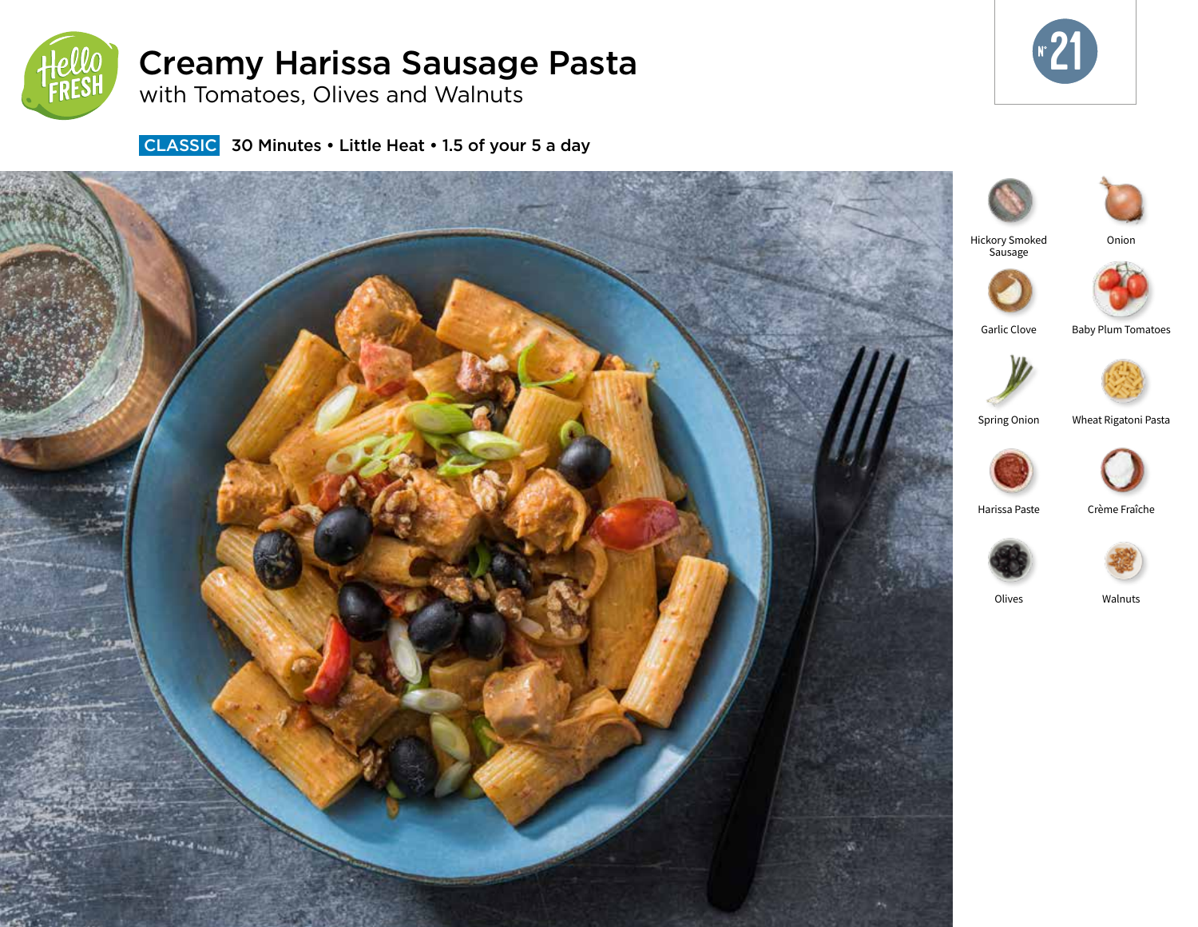# Creamy Harissa Sausage Pasta

with Tomatoes, Olives and Walnuts

N° 21

**CLASSIC** 30 Minutes • Little Heat • 1.5 of your 5 a day

- Hickory Smoked Sausage
- Onion
- Garlic Clove
- Baby Plum Tomatoes
- Spring Onion
- Wheat Rigatoni Pasta
- Harissa Paste
- Crème Fraîche
- Olives
- Walnuts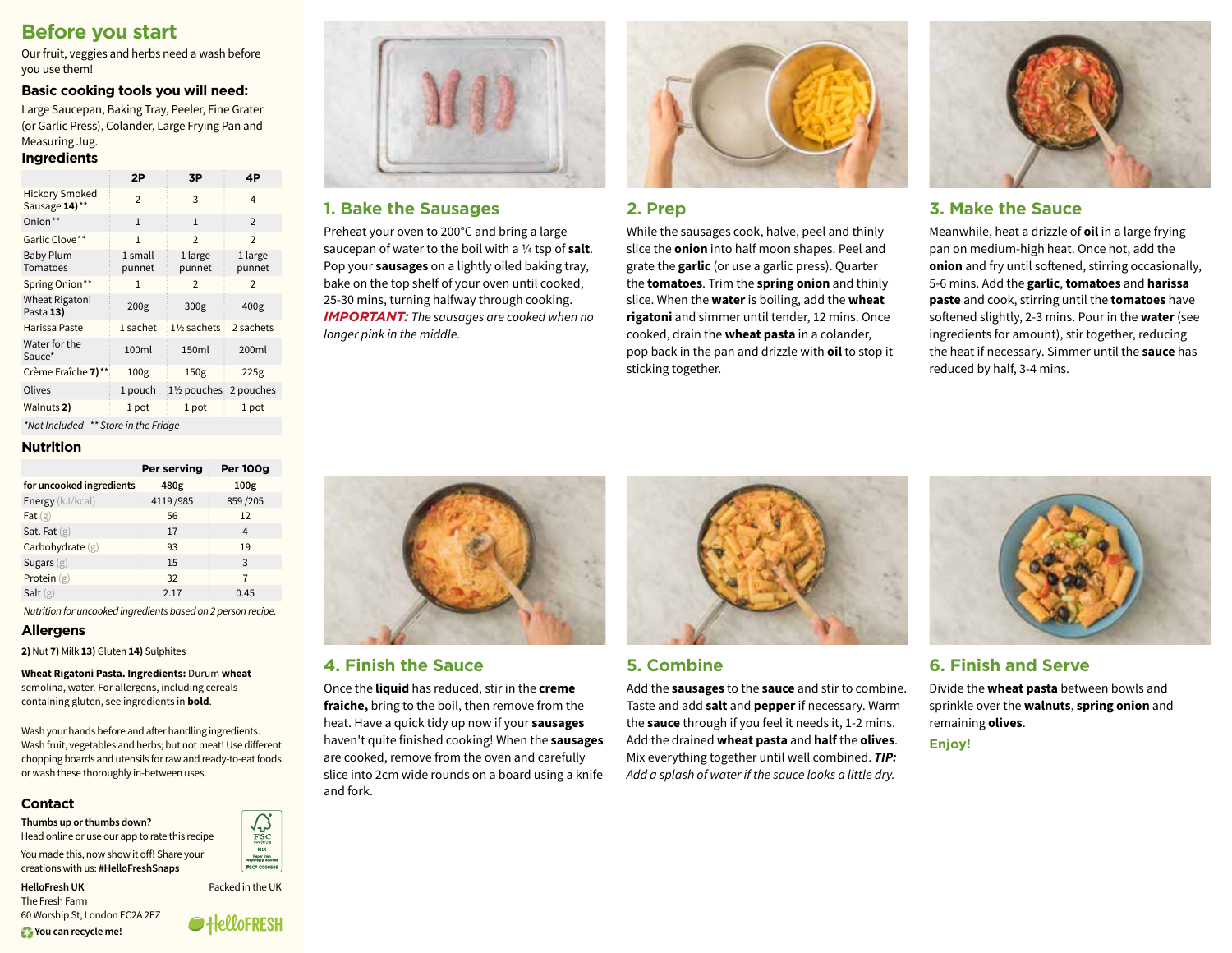## Before you start

Our fruit, veggies and herbs need a wash before you use them!

### Basic cooking tools you will need:

Large Saucepan, Baking Tray, Peeler, Fine Grater (or Garlic Press), Colander, Large Frying Pan and Measuring Jug.

### Ingredients

| | 2P | 3P | 4P |
|---|---|---|---|
| Hickory Smoked Sausage **14)**** | 2 | 3 | 4 |
| Onion** | 1 | 1 | 2 |
| Garlic Clove** | 1 | 2 | 2 |
| Baby Plum Tomatoes | 1 small punnet | 1 large punnet | 1 large punnet |
| Spring Onion** | 1 | 2 | 2 |
| Wheat Rigatoni Pasta **13)** | 200g | 300g | 400g |
| Harissa Paste | 1 sachet | 1½ sachets | 2 sachets |
| Water for the Sauce* | 100ml | 150ml | 200ml |
| Crème Fraîche **7)**** | 100g | 150g | 225g |
| Olives | 1 pouch | 1½ pouches | 2 pouches |
| Walnuts **2)** | 1 pot | 1 pot | 1 pot |

*\*Not Included  \*\* Store in the Fridge*

### Nutrition

| | Per serving | Per 100g |
|---|---|---|
| **for uncooked ingredients** | 480g | 100g |
| Energy (kJ/kcal) | 4119 /985 | 859 /205 |
| Fat (g) | 56 | 12 |
| Sat. Fat (g) | 17 | 4 |
| Carbohydrate (g) | 93 | 19 |
| Sugars (g) | 15 | 3 |
| Protein (g) | 32 | 7 |
| Salt (g) | 2.17 | 0.45 |

*Nutrition for uncooked ingredients based on 2 person recipe.*

### Allergens

**2)** Nut **7)** Milk **13)** Gluten **14)** Sulphites

**Wheat Rigatoni Pasta. Ingredients:** Durum **wheat** semolina, water. For allergens, including cereals containing gluten, see ingredients in **bold**.

Wash your hands before and after handling ingredients. Wash fruit, vegetables and herbs; but not meat! Use different chopping boards and utensils for raw and ready-to-eat foods or wash these thoroughly in-between uses.

### Contact

**Thumbs up or thumbs down?**
Head online or use our app to rate this recipe

You made this, now show it off! Share your creations with us: **#HelloFreshSnaps**

**HelloFresh UK**
The Fresh Farm
60 Worship St, London EC2A 2EZ

Packed in the UK

**You can recycle me!**

## 1. Bake the Sausages

Preheat your oven to 200°C and bring a large saucepan of water to the boil with a ¼ tsp of **salt**. Pop your **sausages** on a lightly oiled baking tray, bake on the top shelf of your oven until cooked, 25-30 mins, turning halfway through cooking. ***IMPORTANT:*** *The sausages are cooked when no longer pink in the middle.*

## 2. Prep

While the sausages cook, halve, peel and thinly slice the **onion** into half moon shapes. Peel and grate the **garlic** (or use a garlic press). Quarter the **tomatoes**. Trim the **spring onion** and thinly slice. When the **water** is boiling, add the **wheat rigatoni** and simmer until tender, 12 mins. Once cooked, drain the **wheat pasta** in a colander, pop back in the pan and drizzle with **oil** to stop it sticking together.

## 3. Make the Sauce

Meanwhile, heat a drizzle of **oil** in a large frying pan on medium-high heat. Once hot, add the **onion** and fry until softened, stirring occasionally, 5-6 mins. Add the **garlic**, **tomatoes** and **harissa paste** and cook, stirring until the **tomatoes** have softened slightly, 2-3 mins. Pour in the **water** (see ingredients for amount), stir together, reducing the heat if necessary. Simmer until the **sauce** has reduced by half, 3-4 mins.

## 4. Finish the Sauce

Once the **liquid** has reduced, stir in the **creme fraiche,** bring to the boil, then remove from the heat. Have a quick tidy up now if your **sausages** haven't quite finished cooking! When the **sausages** are cooked, remove from the oven and carefully slice into 2cm wide rounds on a board using a knife and fork.

## 5. Combine

Add the **sausages** to the **sauce** and stir to combine. Taste and add **salt** and **pepper** if necessary. Warm the **sauce** through if you feel it needs it, 1-2 mins. Add the drained **wheat pasta** and **half** the **olives**. Mix everything together until well combined. ***TIP:*** *Add a splash of water if the sauce looks a little dry.*

## 6. Finish and Serve

Divide the **wheat pasta** between bowls and sprinkle over the **walnuts**, **spring onion** and remaining **olives**.

**Enjoy!**